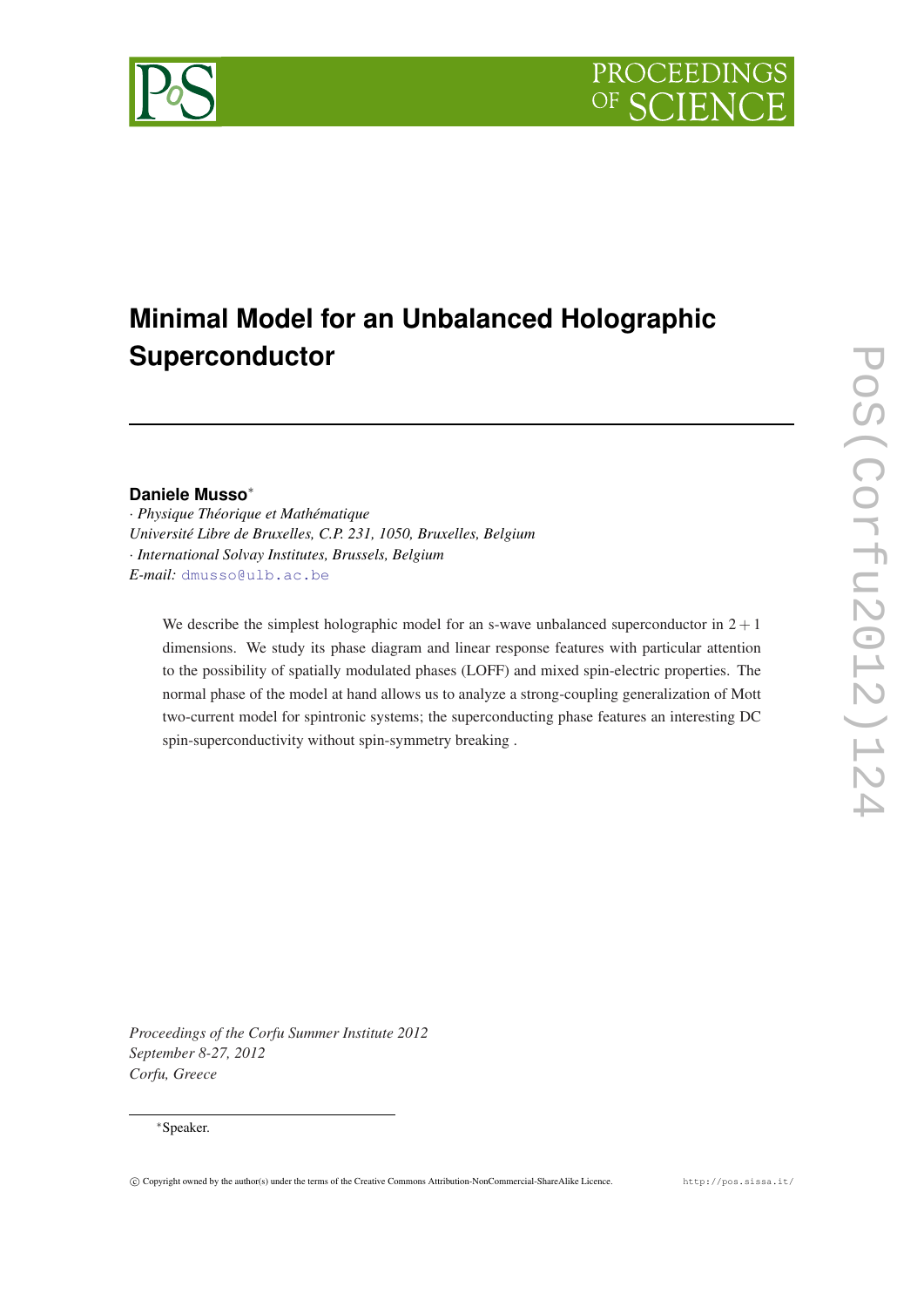# Minimal Model for an Unbalanced Holographic Superconductor

**Daniele Musso**[*]

· *Physique Théorique et Mathématique*
*Université Libre de Bruxelles, C.P. 231, 1050, Bruxelles, Belgium*
· *International Solvay Institutes, Brussels, Belgium*
*E-mail:* dmusso@ulb.ac.be

We describe the simplest holographic model for an s-wave unbalanced superconductor in $2+1$ dimensions. We study its phase diagram and linear response features with particular attention to the possibility of spatially modulated phases (LOFF) and mixed spin-electric properties. The normal phase of the model at hand allows us to analyze a strong-coupling generalization of Mott two-current model for spintronic systems; the superconducting phase features an interesting DC spin-superconductivity without spin-symmetry breaking .

*Proceedings of the Corfu Summer Institute 2012*
*September 8-27, 2012*
*Corfu, Greece*

[*]Speaker.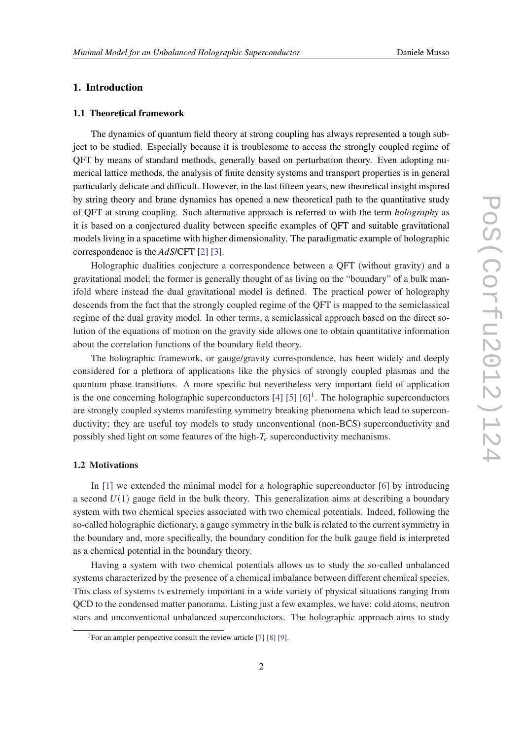## 1. Introduction

### 1.1 Theoretical framework

The dynamics of quantum field theory at strong coupling has always represented a tough subject to be studied. Especially because it is troublesome to access the strongly coupled regime of QFT by means of standard methods, generally based on perturbation theory. Even adopting numerical lattice methods, the analysis of finite density systems and transport properties is in general particularly delicate and difficult. However, in the last fifteen years, new theoretical insight inspired by string theory and brane dynamics has opened a new theoretical path to the quantitative study of QFT at strong coupling. Such alternative approach is referred to with the term *holography* as it is based on a conjectured duality between specific examples of QFT and suitable gravitational models living in a spacetime with higher dimensionality. The paradigmatic example of holographic correspondence is the *AdS*/CFT [2] [3].

Holographic dualities conjecture a correspondence between a QFT (without gravity) and a gravitational model; the former is generally thought of as living on the "boundary" of a bulk manifold where instead the dual gravitational model is defined. The practical power of holography descends from the fact that the strongly coupled regime of the QFT is mapped to the semiclassical regime of the dual gravity model. In other terms, a semiclassical approach based on the direct solution of the equations of motion on the gravity side allows one to obtain quantitative information about the correlation functions of the boundary field theory.

The holographic framework, or gauge/gravity correspondence, has been widely and deeply considered for a plethora of applications like the physics of strongly coupled plasmas and the quantum phase transitions. A more specific but nevertheless very important field of application is the one concerning holographic superconductors [4] [5] [6][1]. The holographic superconductors are strongly coupled systems manifesting symmetry breaking phenomena which lead to superconductivity; they are useful toy models to study unconventional (non-BCS) superconductivity and possibly shed light on some features of the high-$T_c$ superconductivity mechanisms.

### 1.2 Motivations

In [1] we extended the minimal model for a holographic superconductor [6] by introducing a second $U(1)$ gauge field in the bulk theory. This generalization aims at describing a boundary system with two chemical species associated with two chemical potentials. Indeed, following the so-called holographic dictionary, a gauge symmetry in the bulk is related to the current symmetry in the boundary and, more specifically, the boundary condition for the bulk gauge field is interpreted as a chemical potential in the boundary theory.

Having a system with two chemical potentials allows us to study the so-called unbalanced systems characterized by the presence of a chemical imbalance between different chemical species. This class of systems is extremely important in a wide variety of physical situations ranging from QCD to the condensed matter panorama. Listing just a few examples, we have: cold atoms, neutron stars and unconventional unbalanced superconductors. The holographic approach aims to study

[1] For an ampler perspective consult the review article [7] [8] [9].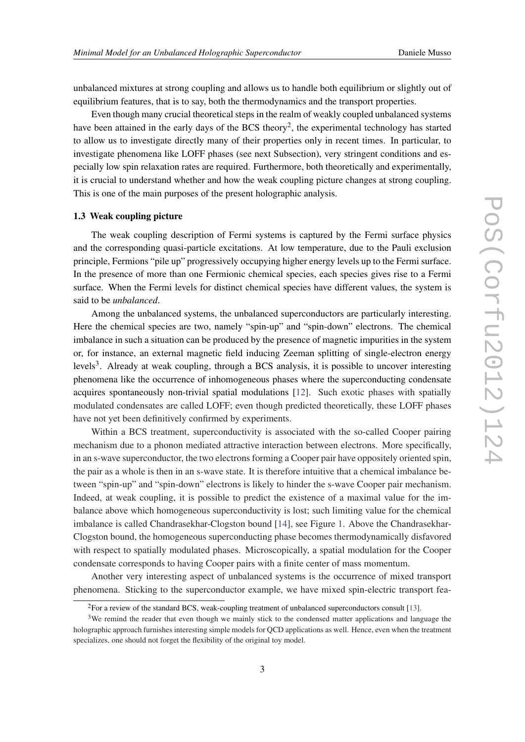unbalanced mixtures at strong coupling and allows us to handle both equilibrium or slightly out of equilibrium features, that is to say, both the thermodynamics and the transport properties.

Even though many crucial theoretical steps in the realm of weakly coupled unbalanced systems have been attained in the early days of the BCS theory[2], the experimental technology has started to allow us to investigate directly many of their properties only in recent times. In particular, to investigate phenomena like LOFF phases (see next Subsection), very stringent conditions and especially low spin relaxation rates are required. Furthermore, both theoretically and experimentally, it is crucial to understand whether and how the weak coupling picture changes at strong coupling. This is one of the main purposes of the present holographic analysis.

### 1.3 Weak coupling picture

The weak coupling description of Fermi systems is captured by the Fermi surface physics and the corresponding quasi-particle excitations. At low temperature, due to the Pauli exclusion principle, Fermions "pile up" progressively occupying higher energy levels up to the Fermi surface. In the presence of more than one Fermionic chemical species, each species gives rise to a Fermi surface. When the Fermi levels for distinct chemical species have different values, the system is said to be *unbalanced*.

Among the unbalanced systems, the unbalanced superconductors are particularly interesting. Here the chemical species are two, namely "spin-up" and "spin-down" electrons. The chemical imbalance in such a situation can be produced by the presence of magnetic impurities in the system or, for instance, an external magnetic field inducing Zeeman splitting of single-electron energy levels[3]. Already at weak coupling, through a BCS analysis, it is possible to uncover interesting phenomena like the occurrence of inhomogeneous phases where the superconducting condensate acquires spontaneously non-trivial spatial modulations [12]. Such exotic phases with spatially modulated condensates are called LOFF; even though predicted theoretically, these LOFF phases have not yet been definitively confirmed by experiments.

Within a BCS treatment, superconductivity is associated with the so-called Cooper pairing mechanism due to a phonon mediated attractive interaction between electrons. More specifically, in an s-wave superconductor, the two electrons forming a Cooper pair have oppositely oriented spin, the pair as a whole is then in an s-wave state. It is therefore intuitive that a chemical imbalance between "spin-up" and "spin-down" electrons is likely to hinder the s-wave Cooper pair mechanism. Indeed, at weak coupling, it is possible to predict the existence of a maximal value for the imbalance above which homogeneous superconductivity is lost; such limiting value for the chemical imbalance is called Chandrasekhar-Clogston bound [14], see Figure 1. Above the Chandrasekhar-Clogston bound, the homogeneous superconducting phase becomes thermodynamically disfavored with respect to spatially modulated phases. Microscopically, a spatial modulation for the Cooper condensate corresponds to having Cooper pairs with a finite center of mass momentum.

Another very interesting aspect of unbalanced systems is the occurrence of mixed transport phenomena. Sticking to the superconductor example, we have mixed spin-electric transport fea-

[2] For a review of the standard BCS, weak-coupling treatment of unbalanced superconductors consult [13].

[3] We remind the reader that even though we mainly stick to the condensed matter applications and language the holographic approach furnishes interesting simple models for QCD applications as well. Hence, even when the treatment specializes, one should not forget the flexibility of the original toy model.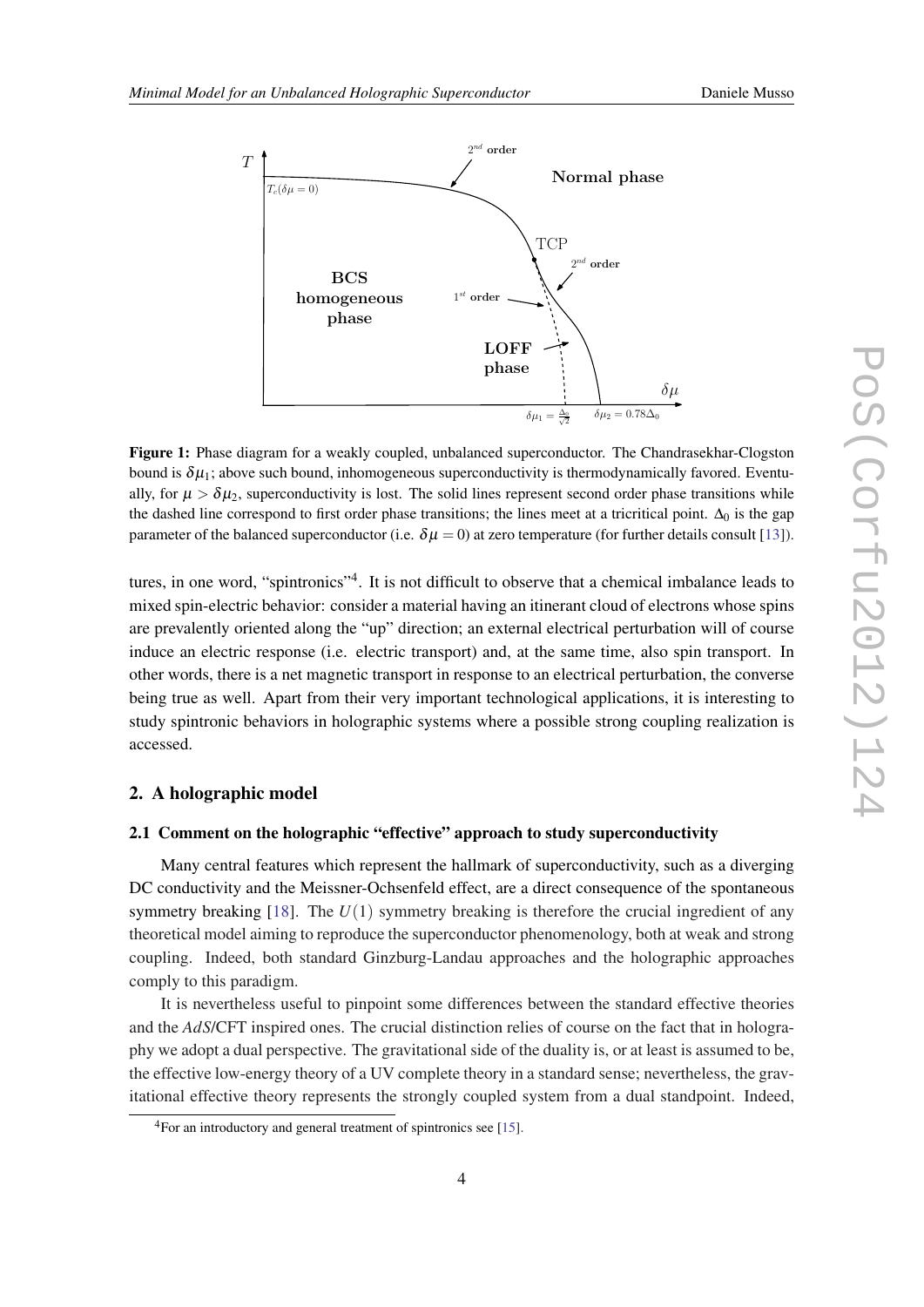Figure 1: Phase diagram for a weakly coupled, unbalanced superconductor. The Chandrasekhar-Clogston bound is $\delta\mu_1$; above such bound, inhomogeneous superconductivity is thermodynamically favored. Eventually, for $\mu > \delta\mu_2$, superconductivity is lost. The solid lines represent second order phase transitions while the dashed line correspond to first order phase transitions; the lines meet at a tricritical point. $\Delta_0$ is the gap parameter of the balanced superconductor (i.e. $\delta\mu = 0$) at zero temperature (for further details consult [13]).

tures, in one word, "spintronics"[4]. It is not difficult to observe that a chemical imbalance leads to mixed spin-electric behavior: consider a material having an itinerant cloud of electrons whose spins are prevalently oriented along the "up" direction; an external electrical perturbation will of course induce an electric response (i.e. electric transport) and, at the same time, also spin transport. In other words, there is a net magnetic transport in response to an electrical perturbation, the converse being true as well. Apart from their very important technological applications, it is interesting to study spintronic behaviors in holographic systems where a possible strong coupling realization is accessed.

## 2. A holographic model

### 2.1 Comment on the holographic "effective" approach to study superconductivity

Many central features which represent the hallmark of superconductivity, such as a diverging DC conductivity and the Meissner-Ochsenfeld effect, are a direct consequence of the spontaneous symmetry breaking [18]. The $U(1)$ symmetry breaking is therefore the crucial ingredient of any theoretical model aiming to reproduce the superconductor phenomenology, both at weak and strong coupling. Indeed, both standard Ginzburg-Landau approaches and the holographic approaches comply to this paradigm.

It is nevertheless useful to pinpoint some differences between the standard effective theories and the *AdS*/CFT inspired ones. The crucial distinction relies of course on the fact that in holography we adopt a dual perspective. The gravitational side of the duality is, or at least is assumed to be, the effective low-energy theory of a UV complete theory in a standard sense; nevertheless, the gravitational effective theory represents the strongly coupled system from a dual standpoint. Indeed,

[4] For an introductory and general treatment of spintronics see [15].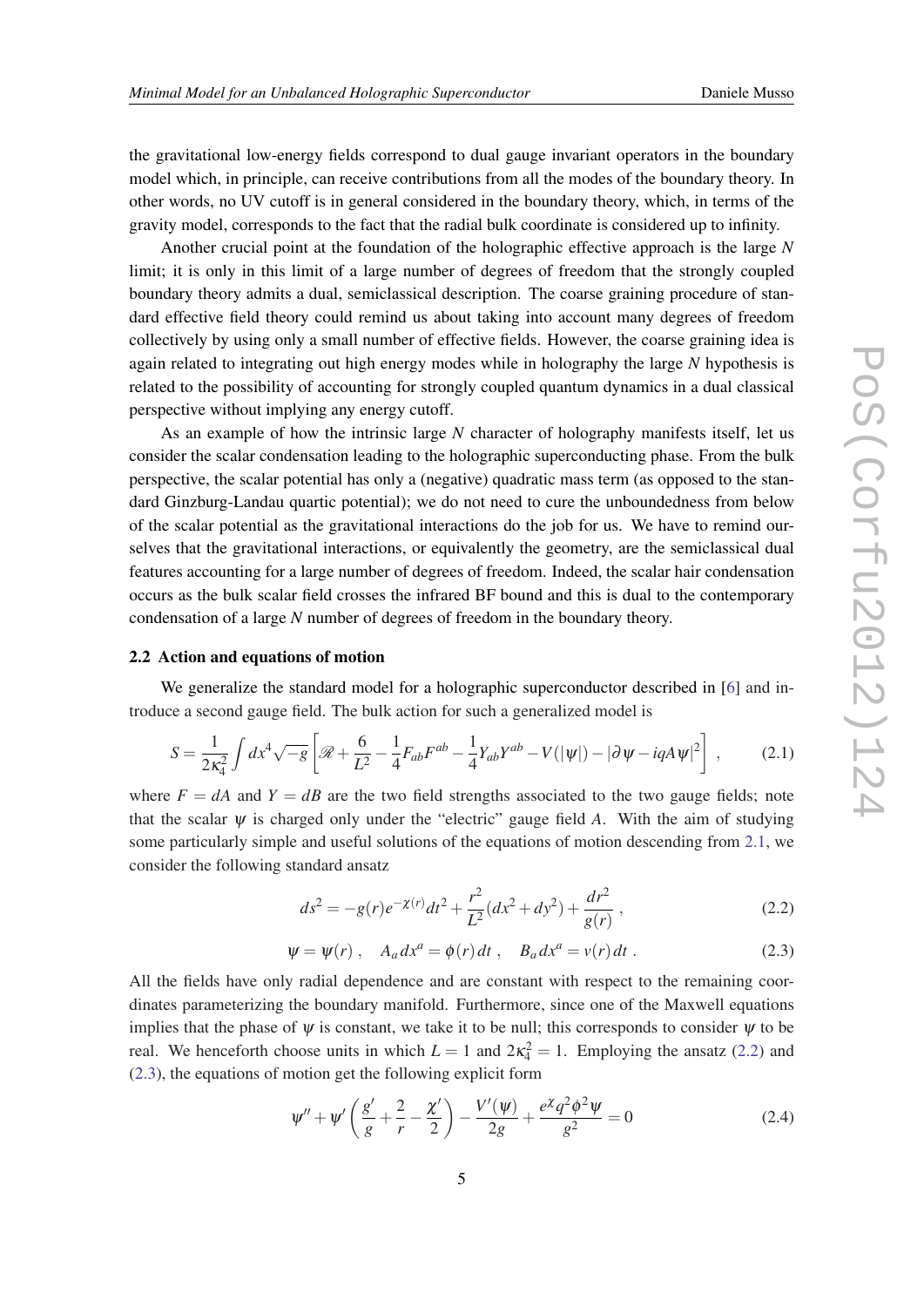the gravitational low-energy fields correspond to dual gauge invariant operators in the boundary model which, in principle, can receive contributions from all the modes of the boundary theory. In other words, no UV cutoff is in general considered in the boundary theory, which, in terms of the gravity model, corresponds to the fact that the radial bulk coordinate is considered up to infinity.

Another crucial point at the foundation of the holographic effective approach is the large $N$ limit; it is only in this limit of a large number of degrees of freedom that the strongly coupled boundary theory admits a dual, semiclassical description. The coarse graining procedure of standard effective field theory could remind us about taking into account many degrees of freedom collectively by using only a small number of effective fields. However, the coarse graining idea is again related to integrating out high energy modes while in holography the large $N$ hypothesis is related to the possibility of accounting for strongly coupled quantum dynamics in a dual classical perspective without implying any energy cutoff.

As an example of how the intrinsic large $N$ character of holography manifests itself, let us consider the scalar condensation leading to the holographic superconducting phase. From the bulk perspective, the scalar potential has only a (negative) quadratic mass term (as opposed to the standard Ginzburg-Landau quartic potential); we do not need to cure the unboundedness from below of the scalar potential as the gravitational interactions do the job for us. We have to remind ourselves that the gravitational interactions, or equivalently the geometry, are the semiclassical dual features accounting for a large number of degrees of freedom. Indeed, the scalar hair condensation occurs as the bulk scalar field crosses the infrared BF bound and this is dual to the contemporary condensation of a large $N$ number of degrees of freedom in the boundary theory.

### 2.2 Action and equations of motion

We generalize the standard model for a holographic superconductor described in [6] and introduce a second gauge field. The bulk action for such a generalized model is

$$S = \frac{1}{2\kappa_4^2}\int dx^4 \sqrt{-g}\left[\mathscr{R} + \frac{6}{L^2} - \frac{1}{4}F_{ab}F^{ab} - \frac{1}{4}Y_{ab}Y^{ab} - V(|\psi|) - |\partial\psi - iqA\psi|^2\right] , \tag{2.1}$$

where $F = dA$ and $Y = dB$ are the two field strengths associated to the two gauge fields; note that the scalar $\psi$ is charged only under the "electric" gauge field $A$. With the aim of studying some particularly simple and useful solutions of the equations of motion descending from 2.1, we consider the following standard ansatz

$$ds^2 = -g(r)e^{-\chi(r)}dt^2 + \frac{r^2}{L^2}(dx^2 + dy^2) + \frac{dr^2}{g(r)} , \tag{2.2}$$

$$\psi = \psi(r) , \quad A_a dx^a = \phi(r)\,dt , \quad B_a dx^a = v(r)\,dt . \tag{2.3}$$

All the fields have only radial dependence and are constant with respect to the remaining coordinates parameterizing the boundary manifold. Furthermore, since one of the Maxwell equations implies that the phase of $\psi$ is constant, we take it to be null; this corresponds to consider $\psi$ to be real. We henceforth choose units in which $L = 1$ and $2\kappa_4^2 = 1$. Employing the ansatz (2.2) and (2.3), the equations of motion get the following explicit form

$$\psi'' + \psi'\left(\frac{g'}{g} + \frac{2}{r} - \frac{\chi'}{2}\right) - \frac{V'(\psi)}{2g} + \frac{e^{\chi}q^2\phi^2\psi}{g^2} = 0 \tag{2.4}$$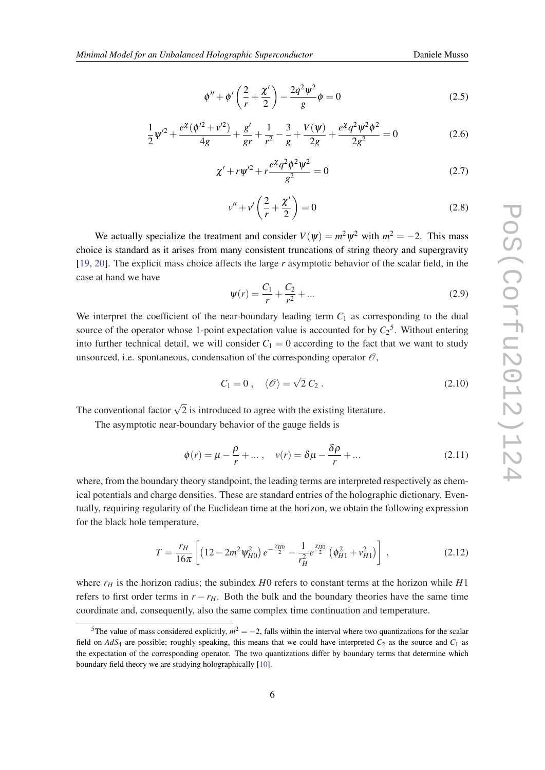$$\phi'' + \phi' \left( \frac{2}{r} + \frac{\chi'}{2} \right) - \frac{2q^2 \psi^2}{g} \phi = 0 \tag{2.5}$$

$$\frac{1}{2}\psi'^2 + \frac{e^{\chi}(\phi'^2 + v'^2)}{4g} + \frac{g'}{gr} + \frac{1}{r^2} - \frac{3}{g} + \frac{V(\psi)}{2g} + \frac{e^{\chi} q^2 \psi^2 \phi^2}{2g^2} = 0 \tag{2.6}$$

$$\chi' + r\psi'^2 + r\frac{e^{\chi} q^2 \phi^2 \psi^2}{g^2} = 0 \tag{2.7}$$

$$v'' + v' \left( \frac{2}{r} + \frac{\chi'}{2} \right) = 0 \tag{2.8}$$

We actually specialize the treatment and consider $V(\psi) = m^2 \psi^2$ with $m^2 = -2$. This mass choice is standard as it arises from many consistent truncations of string theory and supergravity [19, 20]. The explicit mass choice affects the large $r$ asymptotic behavior of the scalar field, in the case at hand we have

$$\psi(r) = \frac{C_1}{r} + \frac{C_2}{r^2} + \ldots \tag{2.9}$$

We interpret the coefficient of the near-boundary leading term $C_1$ as corresponding to the dual source of the operator whose 1-point expectation value is accounted for by $C_2$[5]. Without entering into further technical detail, we will consider $C_1 = 0$ according to the fact that we want to study unsourced, i.e. spontaneous, condensation of the corresponding operator $\mathscr{O}$,

$$C_1 = 0 \, , \quad \langle \mathscr{O} \rangle = \sqrt{2}\, C_2 \, . \tag{2.10}$$

The conventional factor $\sqrt{2}$ is introduced to agree with the existing literature.

The asymptotic near-boundary behavior of the gauge fields is

$$\phi(r) = \mu - \frac{\rho}{r} + \ldots \, , \quad v(r) = \delta\mu - \frac{\delta\rho}{r} + \ldots \tag{2.11}$$

where, from the boundary theory standpoint, the leading terms are interpreted respectively as chemical potentials and charge densities. These are standard entries of the holographic dictionary. Eventually, requiring regularity of the Euclidean time at the horizon, we obtain the following expression for the black hole temperature,

$$T = \frac{r_H}{16\pi} \left[ \left(12 - 2m^2 \psi_{H0}^2\right) e^{-\frac{\chi_{H0}}{2}} - \frac{1}{r_H^2} e^{\frac{\chi_{H0}}{2}} \left(\phi_{H1}^2 + v_{H1}^2\right) \right] \, , \tag{2.12}$$

where $r_H$ is the horizon radius; the subindex $H0$ refers to constant terms at the horizon while $H1$ refers to first order terms in $r - r_H$. Both the bulk and the boundary theories have the same time coordinate and, consequently, also the same complex time continuation and temperature.

[5] The value of mass considered explicitly, $m^2 = -2$, falls within the interval where two quantizations for the scalar field on $AdS_4$ are possible; roughly speaking, this means that we could have interpreted $C_2$ as the source and $C_1$ as the expectation of the corresponding operator. The two quantizations differ by boundary terms that determine which boundary field theory we are studying holographically [10].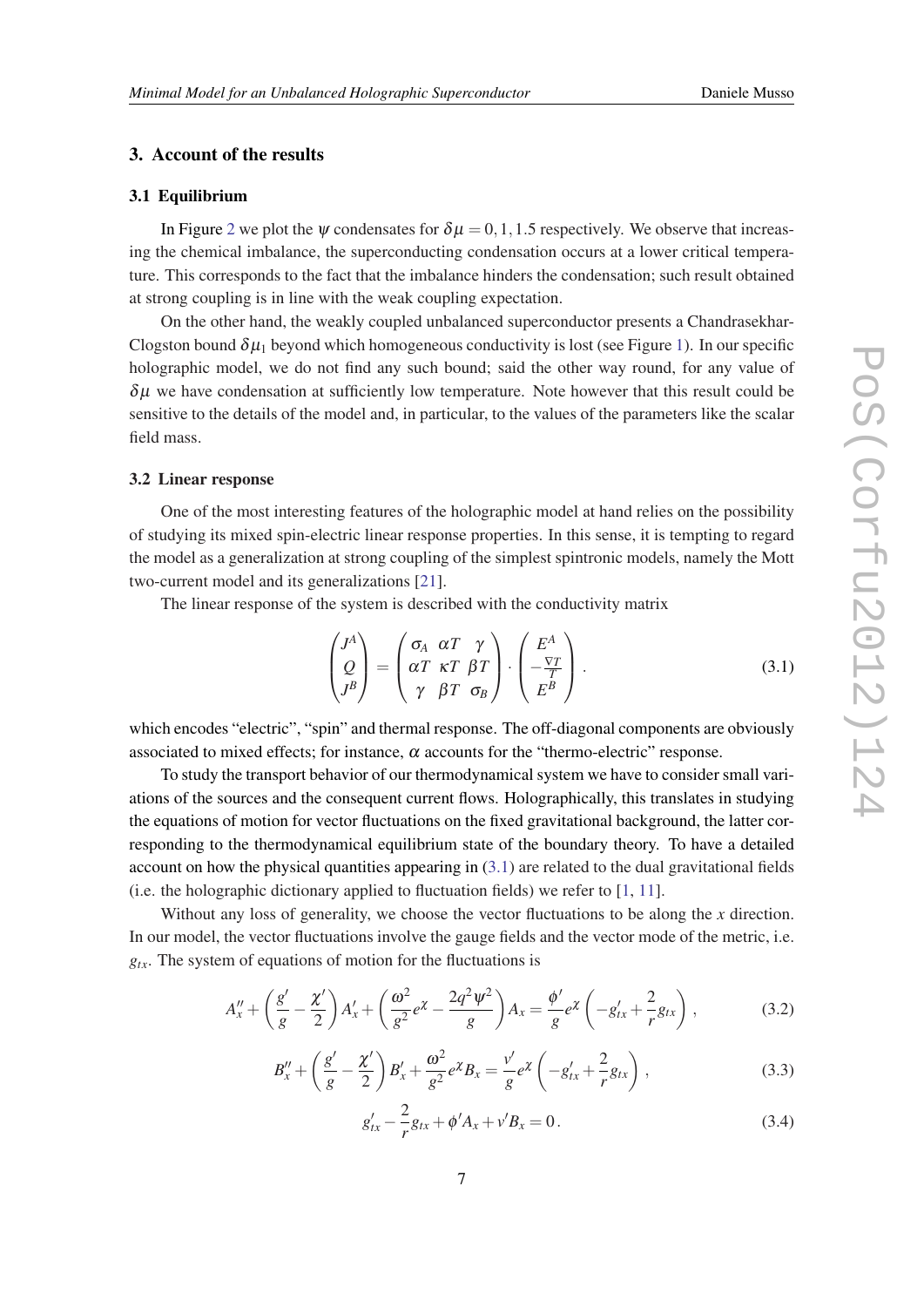## 3. Account of the results

### 3.1 Equilibrium

In Figure 2 we plot the $\psi$ condensates for $\delta\mu = 0, 1, 1.5$ respectively. We observe that increasing the chemical imbalance, the superconducting condensation occurs at a lower critical temperature. This corresponds to the fact that the imbalance hinders the condensation; such result obtained at strong coupling is in line with the weak coupling expectation.

On the other hand, the weakly coupled unbalanced superconductor presents a Chandrasekhar-Clogston bound $\delta\mu_1$ beyond which homogeneous conductivity is lost (see Figure 1). In our specific holographic model, we do not find any such bound; said the other way round, for any value of $\delta\mu$ we have condensation at sufficiently low temperature. Note however that this result could be sensitive to the details of the model and, in particular, to the values of the parameters like the scalar field mass.

### 3.2 Linear response

One of the most interesting features of the holographic model at hand relies on the possibility of studying its mixed spin-electric linear response properties. In this sense, it is tempting to regard the model as a generalization at strong coupling of the simplest spintronic models, namely the Mott two-current model and its generalizations [21].

The linear response of the system is described with the conductivity matrix

$$\begin{pmatrix} J^A \\ Q \\ J^B \end{pmatrix} = \begin{pmatrix} \sigma_A & \alpha T & \gamma \\ \alpha T & \kappa T & \beta T \\ \gamma & \beta T & \sigma_B \end{pmatrix} \cdot \begin{pmatrix} E^A \\ -\frac{\nabla T}{T} \\ E^B \end{pmatrix} . \tag{3.1}$$

which encodes "electric", "spin" and thermal response. The off-diagonal components are obviously associated to mixed effects; for instance, $\alpha$ accounts for the "thermo-electric" response.

To study the transport behavior of our thermodynamical system we have to consider small variations of the sources and the consequent current flows. Holographically, this translates in studying the equations of motion for vector fluctuations on the fixed gravitational background, the latter corresponding to the thermodynamical equilibrium state of the boundary theory. To have a detailed account on how the physical quantities appearing in (3.1) are related to the dual gravitational fields (i.e. the holographic dictionary applied to fluctuation fields) we refer to [1, 11].

Without any loss of generality, we choose the vector fluctuations to be along the $x$ direction. In our model, the vector fluctuations involve the gauge fields and the vector mode of the metric, i.e. $g_{tx}$. The system of equations of motion for the fluctuations is

$$A_x'' + \left(\frac{g'}{g} - \frac{\chi'}{2}\right) A_x' + \left(\frac{\omega^2}{g^2} e^{\chi} - \frac{2q^2\psi^2}{g}\right) A_x = \frac{\phi'}{g} e^{\chi} \left(-g_{tx}' + \frac{2}{r} g_{tx}\right) , \tag{3.2}$$

$$B_x'' + \left(\frac{g'}{g} - \frac{\chi'}{2}\right) B_x' + \frac{\omega^2}{g^2} e^{\chi} B_x = \frac{v'}{g} e^{\chi} \left(-g_{tx}' + \frac{2}{r} g_{tx}\right) , \tag{3.3}$$

$$g_{tx}' - \frac{2}{r} g_{tx} + \phi' A_x + v' B_x = 0 . \tag{3.4}$$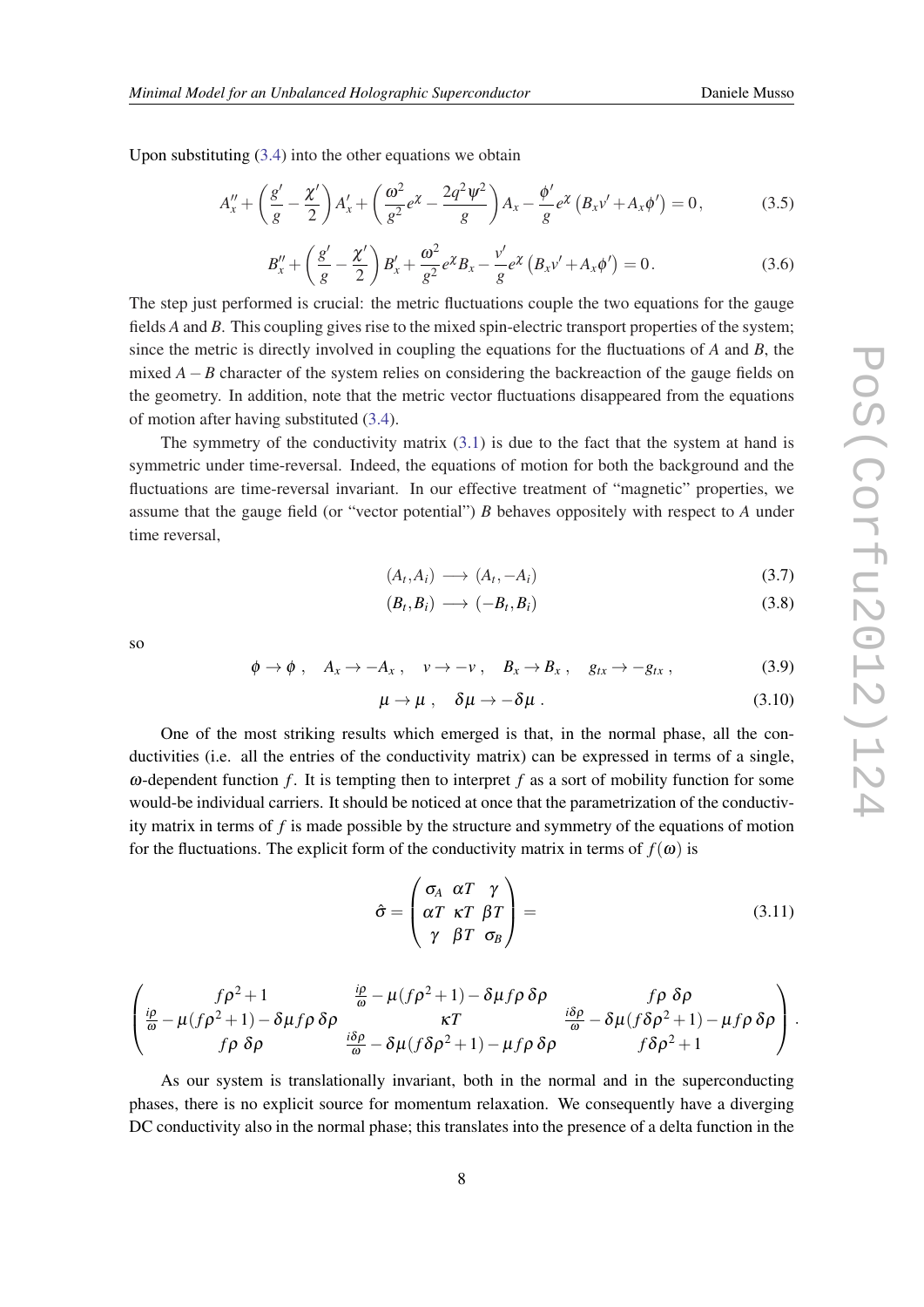Upon substituting (3.4) into the other equations we obtain

$$A_x'' + \left(\frac{g'}{g} - \frac{\chi'}{2}\right) A_x' + \left(\frac{\omega^2}{g^2} e^{\chi} - \frac{2q^2\psi^2}{g}\right) A_x - \frac{\phi'}{g} e^{\chi} \left(B_x v' + A_x \phi'\right) = 0\,, \tag{3.5}$$

$$B_x'' + \left(\frac{g'}{g} - \frac{\chi'}{2}\right) B_x' + \frac{\omega^2}{g^2} e^{\chi} B_x - \frac{v'}{g} e^{\chi} \left(B_x v' + A_x \phi'\right) = 0\,. \tag{3.6}$$

The step just performed is crucial: the metric fluctuations couple the two equations for the gauge fields $A$ and $B$. This coupling gives rise to the mixed spin-electric transport properties of the system; since the metric is directly involved in coupling the equations for the fluctuations of $A$ and $B$, the mixed $A - B$ character of the system relies on considering the backreaction of the gauge fields on the geometry. In addition, note that the metric vector fluctuations disappeared from the equations of motion after having substituted (3.4).

The symmetry of the conductivity matrix (3.1) is due to the fact that the system at hand is symmetric under time-reversal. Indeed, the equations of motion for both the background and the fluctuations are time-reversal invariant. In our effective treatment of "magnetic" properties, we assume that the gauge field (or "vector potential") $B$ behaves oppositely with respect to $A$ under time reversal,

$$(A_t, A_i) \longrightarrow (A_t, -A_i) \tag{3.7}$$

$$(B_t, B_i) \longrightarrow (-B_t, B_i) \tag{3.8}$$

so

$$\phi \to \phi\,, \quad A_x \to -A_x\,, \quad v \to -v\,, \quad B_x \to B_x\,, \quad g_{tx} \to -g_{tx}\,, \tag{3.9}$$

$$\mu \to \mu\,, \quad \delta\mu \to -\delta\mu\,. \tag{3.10}$$

One of the most striking results which emerged is that, in the normal phase, all the conductivities (i.e. all the entries of the conductivity matrix) can be expressed in terms of a single, $\omega$-dependent function $f$. It is tempting then to interpret $f$ as a sort of mobility function for some would-be individual carriers. It should be noticed at once that the parametrization of the conductivity matrix in terms of $f$ is made possible by the structure and symmetry of the equations of motion for the fluctuations. The explicit form of the conductivity matrix in terms of $f(\omega)$ is

$$\hat{\sigma} = \begin{pmatrix} \sigma_A & \alpha T & \gamma \\ \alpha T & \kappa T & \beta T \\ \gamma & \beta T & \sigma_B \end{pmatrix} = \tag{3.11}$$

$$\begin{pmatrix} f\rho^2 + 1 & \frac{i\rho}{\omega} - \mu(f\rho^2+1) - \delta\mu f\rho\,\delta\rho & f\rho\;\delta\rho \\ \frac{i\rho}{\omega} - \mu(f\rho^2+1) - \delta\mu f\rho\,\delta\rho & \kappa T & \frac{i\delta\rho}{\omega} - \delta\mu(f\delta\rho^2+1) - \mu f\rho\,\delta\rho \\ f\rho\;\delta\rho & \frac{i\delta\rho}{\omega} - \delta\mu(f\delta\rho^2+1) - \mu f\rho\,\delta\rho & f\delta\rho^2+1 \end{pmatrix}.$$

As our system is translationally invariant, both in the normal and in the superconducting phases, there is no explicit source for momentum relaxation. We consequently have a diverging DC conductivity also in the normal phase; this translates into the presence of a delta function in the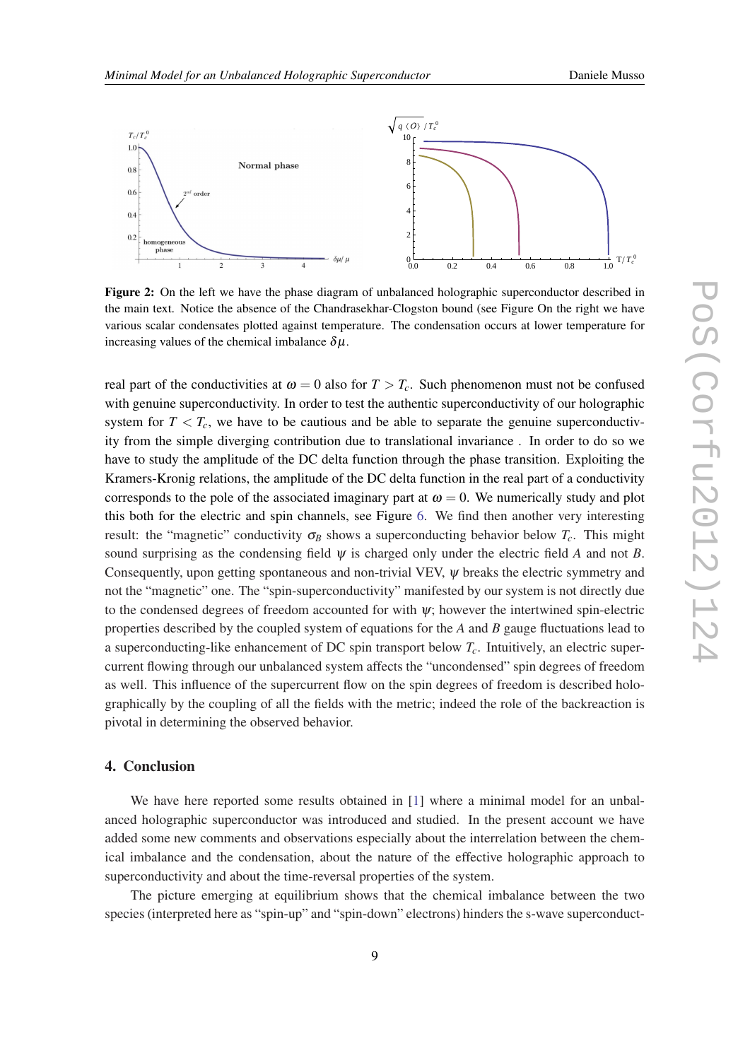**Figure 2:** On the left we have the phase diagram of unbalanced holographic superconductor described in the main text. Notice the absence of the Chandrasekhar-Clogston bound (see Figure On the right we have various scalar condensates plotted against temperature. The condensation occurs at lower temperature for increasing values of the chemical imbalance $\delta\mu$.

real part of the conductivities at $\omega = 0$ also for $T > T_c$. Such phenomenon must not be confused with genuine superconductivity. In order to test the authentic superconductivity of our holographic system for $T < T_c$, we have to be cautious and be able to separate the genuine superconductivity from the simple diverging contribution due to translational invariance . In order to do so we have to study the amplitude of the DC delta function through the phase transition. Exploiting the Kramers-Kronig relations, the amplitude of the DC delta function in the real part of a conductivity corresponds to the pole of the associated imaginary part at $\omega = 0$. We numerically study and plot this both for the electric and spin channels, see Figure 6. We find then another very interesting result: the "magnetic" conductivity $\sigma_B$ shows a superconducting behavior below $T_c$. This might sound surprising as the condensing field $\psi$ is charged only under the electric field $A$ and not $B$. Consequently, upon getting spontaneous and non-trivial VEV, $\psi$ breaks the electric symmetry and not the "magnetic" one. The "spin-superconductivity" manifested by our system is not directly due to the condensed degrees of freedom accounted for with $\psi$; however the intertwined spin-electric properties described by the coupled system of equations for the $A$ and $B$ gauge fluctuations lead to a superconducting-like enhancement of DC spin transport below $T_c$. Intuitively, an electric supercurrent flowing through our unbalanced system affects the "uncondensed" spin degrees of freedom as well. This influence of the supercurrent flow on the spin degrees of freedom is described holographically by the coupling of all the fields with the metric; indeed the role of the backreaction is pivotal in determining the observed behavior.

## 4. Conclusion

We have here reported some results obtained in [1] where a minimal model for an unbalanced holographic superconductor was introduced and studied. In the present account we have added some new comments and observations especially about the interrelation between the chemical imbalance and the condensation, about the nature of the effective holographic approach to superconductivity and about the time-reversal properties of the system.

The picture emerging at equilibrium shows that the chemical imbalance between the two species (interpreted here as "spin-up" and "spin-down" electrons) hinders the s-wave superconduct-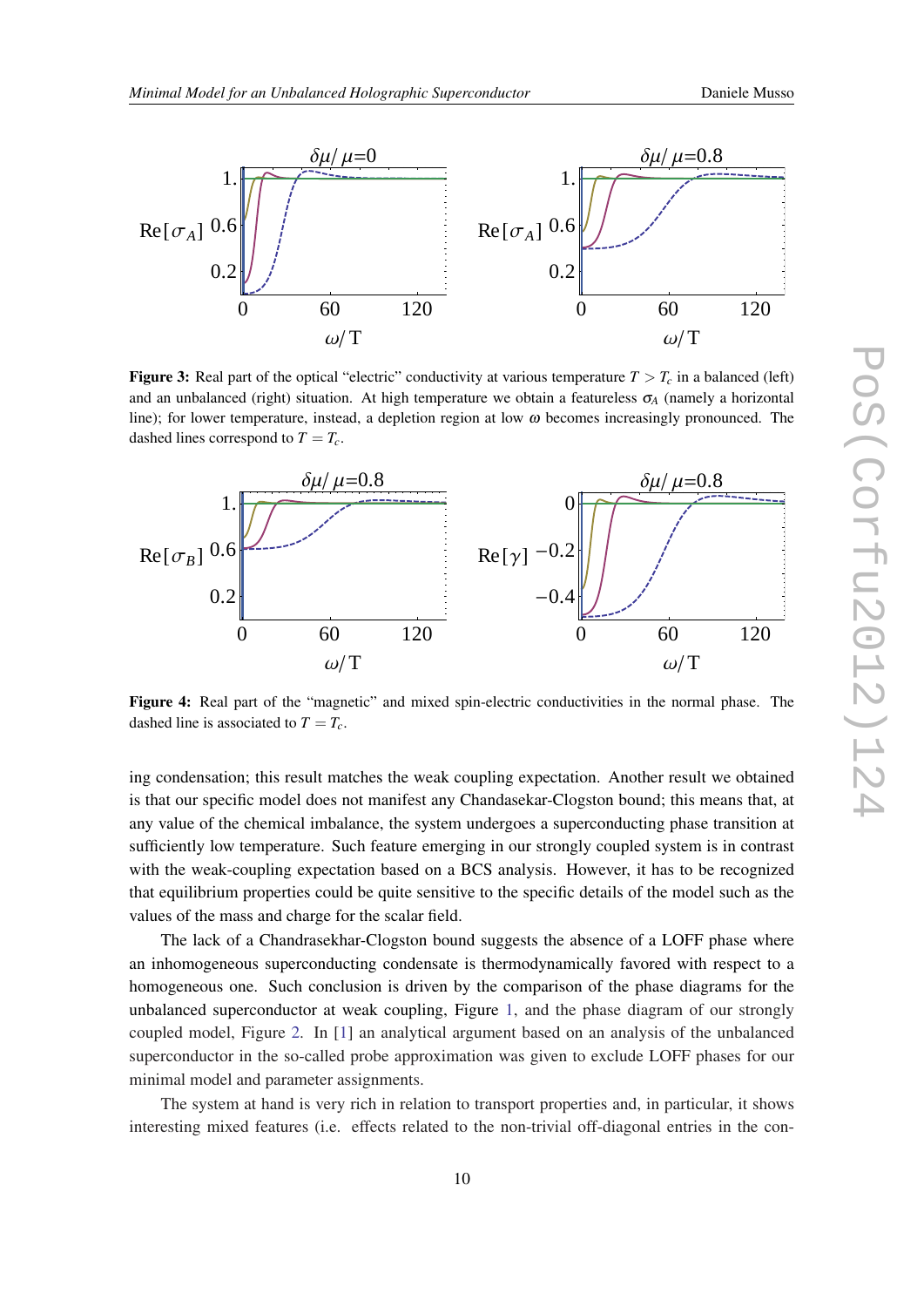**Figure 3:** Real part of the optical "electric" conductivity at various temperature $T > T_c$ in a balanced (left) and an unbalanced (right) situation. At high temperature we obtain a featureless $\sigma_A$ (namely a horizontal line); for lower temperature, instead, a depletion region at low $\omega$ becomes increasingly pronounced. The dashed lines correspond to $T = T_c$.

**Figure 4:** Real part of the "magnetic" and mixed spin-electric conductivities in the normal phase. The dashed line is associated to $T = T_c$.

ing condensation; this result matches the weak coupling expectation. Another result we obtained is that our specific model does not manifest any Chandasekar-Clogston bound; this means that, at any value of the chemical imbalance, the system undergoes a superconducting phase transition at sufficiently low temperature. Such feature emerging in our strongly coupled system is in contrast with the weak-coupling expectation based on a BCS analysis. However, it has to be recognized that equilibrium properties could be quite sensitive to the specific details of the model such as the values of the mass and charge for the scalar field.

The lack of a Chandrasekhar-Clogston bound suggests the absence of a LOFF phase where an inhomogeneous superconducting condensate is thermodynamically favored with respect to a homogeneous one. Such conclusion is driven by the comparison of the phase diagrams for the unbalanced superconductor at weak coupling, Figure 1, and the phase diagram of our strongly coupled model, Figure 2. In [1] an analytical argument based on an analysis of the unbalanced superconductor in the so-called probe approximation was given to exclude LOFF phases for our minimal model and parameter assignments.

The system at hand is very rich in relation to transport properties and, in particular, it shows interesting mixed features (i.e. effects related to the non-trivial off-diagonal entries in the con-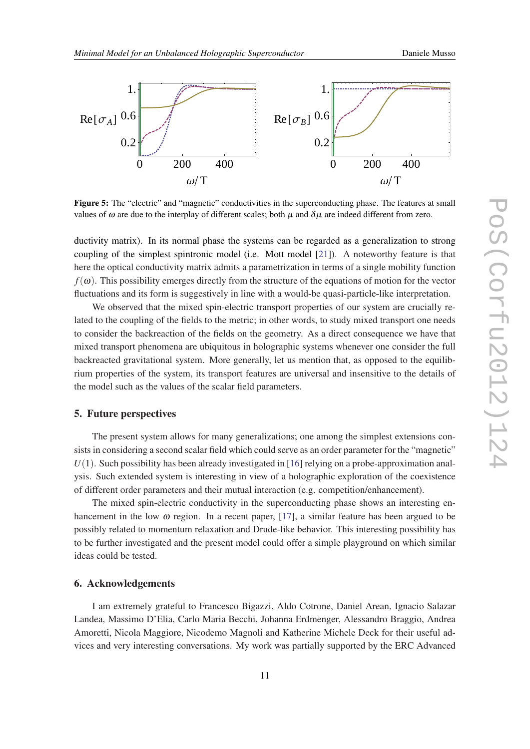**Figure 5:** The "electric" and "magnetic" conductivities in the superconducting phase. The features at small values of $\omega$ are due to the interplay of different scales; both $\mu$ and $\delta\mu$ are indeed different from zero.

ductivity matrix). In its normal phase the systems can be regarded as a generalization to strong coupling of the simplest spintronic model (i.e. Mott model [21]). A noteworthy feature is that here the optical conductivity matrix admits a parametrization in terms of a single mobility function $f(\omega)$. This possibility emerges directly from the structure of the equations of motion for the vector fluctuations and its form is suggestively in line with a would-be quasi-particle-like interpretation.

We observed that the mixed spin-electric transport properties of our system are crucially related to the coupling of the fields to the metric; in other words, to study mixed transport one needs to consider the backreaction of the fields on the geometry. As a direct consequence we have that mixed transport phenomena are ubiquitous in holographic systems whenever one consider the full backreacted gravitational system. More generally, let us mention that, as opposed to the equilibrium properties of the system, its transport features are universal and insensitive to the details of the model such as the values of the scalar field parameters.

## 5. Future perspectives

The present system allows for many generalizations; one among the simplest extensions consists in considering a second scalar field which could serve as an order parameter for the "magnetic" $U(1)$. Such possibility has been already investigated in [16] relying on a probe-approximation analysis. Such extended system is interesting in view of a holographic exploration of the coexistence of different order parameters and their mutual interaction (e.g. competition/enhancement).

The mixed spin-electric conductivity in the superconducting phase shows an interesting enhancement in the low $\omega$ region. In a recent paper, [17], a similar feature has been argued to be possibly related to momentum relaxation and Drude-like behavior. This interesting possibility has to be further investigated and the present model could offer a simple playground on which similar ideas could be tested.

## 6. Acknowledgements

I am extremely grateful to Francesco Bigazzi, Aldo Cotrone, Daniel Arean, Ignacio Salazar Landea, Massimo D'Elia, Carlo Maria Becchi, Johanna Erdmenger, Alessandro Braggio, Andrea Amoretti, Nicola Maggiore, Nicodemo Magnoli and Katherine Michele Deck for their useful advices and very interesting conversations. My work was partially supported by the ERC Advanced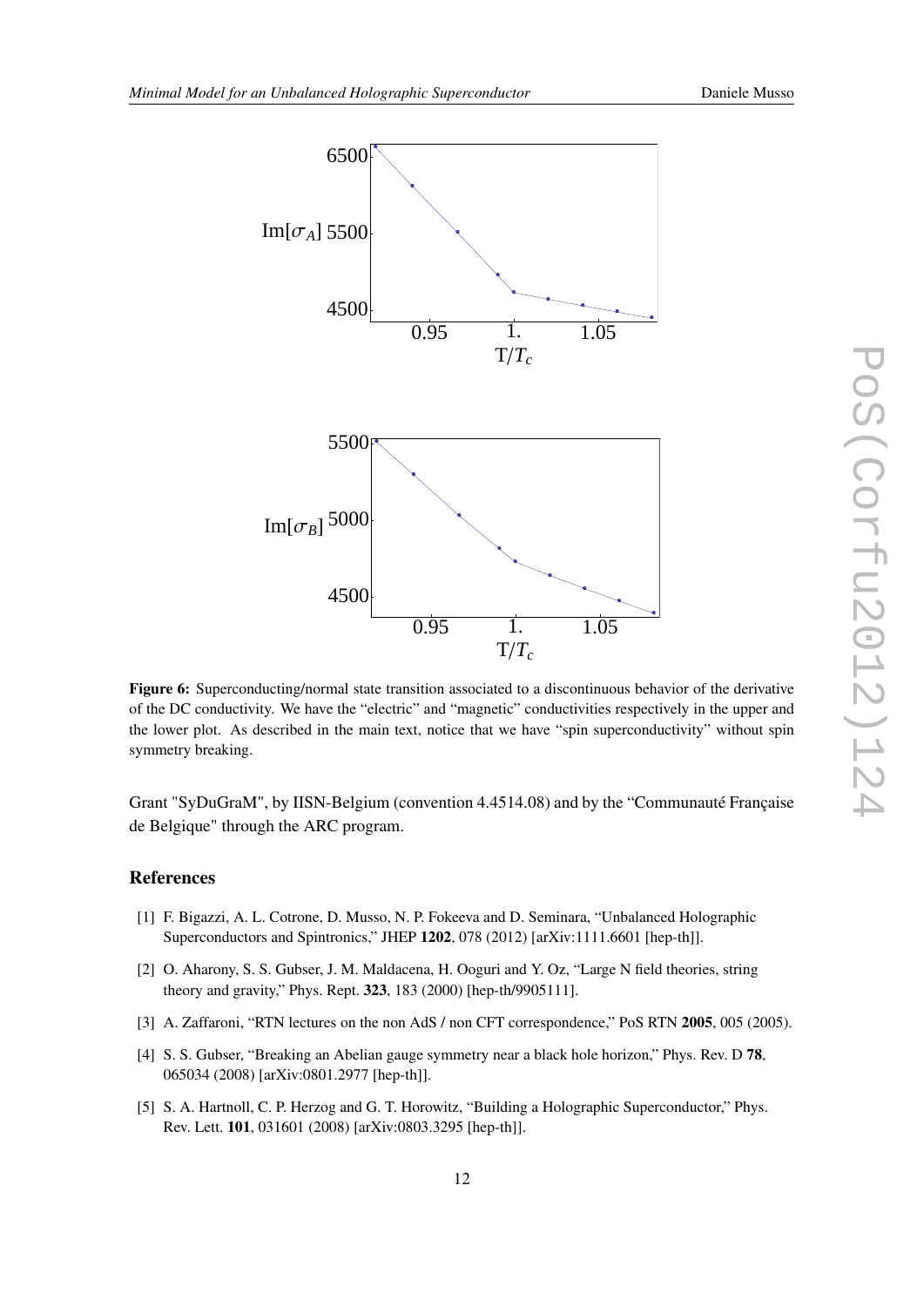**Figure 6:** Superconducting/normal state transition associated to a discontinuous behavior of the derivative of the DC conductivity. We have the "electric" and "magnetic" conductivities respectively in the upper and the lower plot. As described in the main text, notice that we have "spin superconductivity" without spin symmetry breaking.

Grant "SyDuGraM", by IISN-Belgium (convention 4.4514.08) and by the "Communauté Française de Belgique" through the ARC program.

## References

[1] F. Bigazzi, A. L. Cotrone, D. Musso, N. P. Fokeeva and D. Seminara, "Unbalanced Holographic Superconductors and Spintronics," JHEP **1202**, 078 (2012) [arXiv:1111.6601 [hep-th]].

[2] O. Aharony, S. S. Gubser, J. M. Maldacena, H. Ooguri and Y. Oz, "Large N field theories, string theory and gravity," Phys. Rept. **323**, 183 (2000) [hep-th/9905111].

[3] A. Zaffaroni, "RTN lectures on the non AdS / non CFT correspondence," PoS RTN **2005**, 005 (2005).

[4] S. S. Gubser, "Breaking an Abelian gauge symmetry near a black hole horizon," Phys. Rev. D **78**, 065034 (2008) [arXiv:0801.2977 [hep-th]].

[5] S. A. Hartnoll, C. P. Herzog and G. T. Horowitz, "Building a Holographic Superconductor," Phys. Rev. Lett. **101**, 031601 (2008) [arXiv:0803.3295 [hep-th]].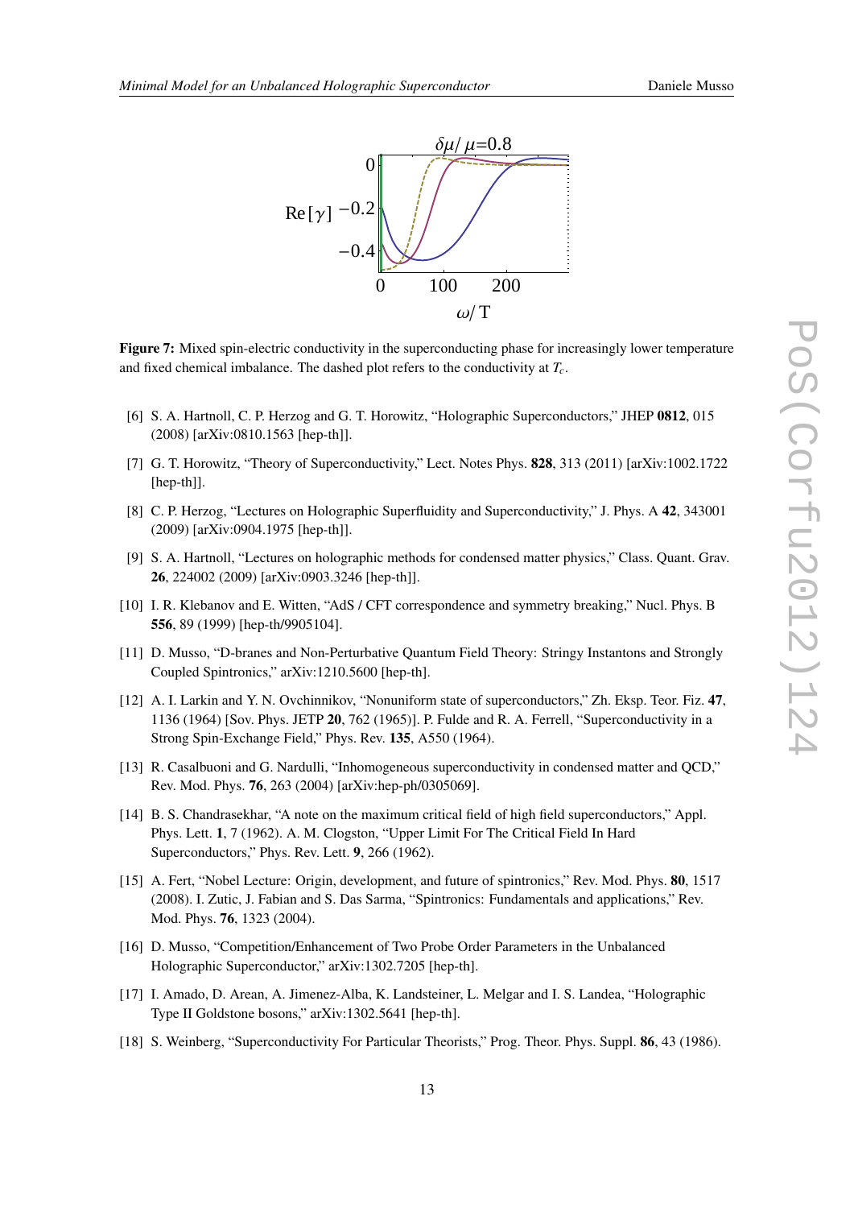**Figure 7:** Mixed spin-electric conductivity in the superconducting phase for increasingly lower temperature and fixed chemical imbalance. The dashed plot refers to the conductivity at $T_c$.

[6] S. A. Hartnoll, C. P. Herzog and G. T. Horowitz, "Holographic Superconductors," JHEP **0812**, 015 (2008) [arXiv:0810.1563 [hep-th]].

[7] G. T. Horowitz, "Theory of Superconductivity," Lect. Notes Phys. **828**, 313 (2011) [arXiv:1002.1722 [hep-th]].

[8] C. P. Herzog, "Lectures on Holographic Superfluidity and Superconductivity," J. Phys. A **42**, 343001 (2009) [arXiv:0904.1975 [hep-th]].

[9] S. A. Hartnoll, "Lectures on holographic methods for condensed matter physics," Class. Quant. Grav. **26**, 224002 (2009) [arXiv:0903.3246 [hep-th]].

[10] I. R. Klebanov and E. Witten, "AdS / CFT correspondence and symmetry breaking," Nucl. Phys. B **556**, 89 (1999) [hep-th/9905104].

[11] D. Musso, "D-branes and Non-Perturbative Quantum Field Theory: Stringy Instantons and Strongly Coupled Spintronics," arXiv:1210.5600 [hep-th].

[12] A. I. Larkin and Y. N. Ovchinnikov, "Nonuniform state of superconductors," Zh. Eksp. Teor. Fiz. **47**, 1136 (1964) [Sov. Phys. JETP **20**, 762 (1965)]. P. Fulde and R. A. Ferrell, "Superconductivity in a Strong Spin-Exchange Field," Phys. Rev. **135**, A550 (1964).

[13] R. Casalbuoni and G. Nardulli, "Inhomogeneous superconductivity in condensed matter and QCD," Rev. Mod. Phys. **76**, 263 (2004) [arXiv:hep-ph/0305069].

[14] B. S. Chandrasekhar, "A note on the maximum critical field of high field superconductors," Appl. Phys. Lett. **1**, 7 (1962). A. M. Clogston, "Upper Limit For The Critical Field In Hard Superconductors," Phys. Rev. Lett. **9**, 266 (1962).

[15] A. Fert, "Nobel Lecture: Origin, development, and future of spintronics," Rev. Mod. Phys. **80**, 1517 (2008). I. Zutic, J. Fabian and S. Das Sarma, "Spintronics: Fundamentals and applications," Rev. Mod. Phys. **76**, 1323 (2004).

[16] D. Musso, "Competition/Enhancement of Two Probe Order Parameters in the Unbalanced Holographic Superconductor," arXiv:1302.7205 [hep-th].

[17] I. Amado, D. Arean, A. Jimenez-Alba, K. Landsteiner, L. Melgar and I. S. Landea, "Holographic Type II Goldstone bosons," arXiv:1302.5641 [hep-th].

[18] S. Weinberg, "Superconductivity For Particular Theorists," Prog. Theor. Phys. Suppl. **86**, 43 (1986).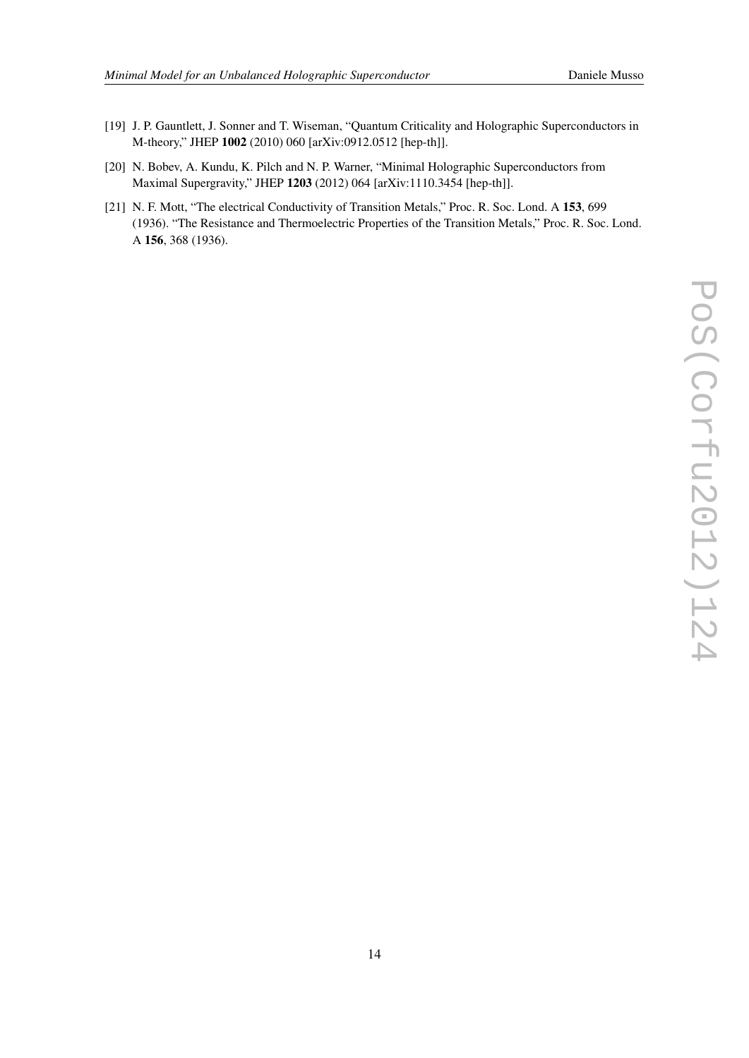[19] J. P. Gauntlett, J. Sonner and T. Wiseman, "Quantum Criticality and Holographic Superconductors in M-theory," JHEP **1002** (2010) 060 [arXiv:0912.0512 [hep-th]].

[20] N. Bobev, A. Kundu, K. Pilch and N. P. Warner, "Minimal Holographic Superconductors from Maximal Supergravity," JHEP **1203** (2012) 064 [arXiv:1110.3454 [hep-th]].

[21] N. F. Mott, "The electrical Conductivity of Transition Metals," Proc. R. Soc. Lond. A **153**, 699 (1936). "The Resistance and Thermoelectric Properties of the Transition Metals," Proc. R. Soc. Lond. A **156**, 368 (1936).